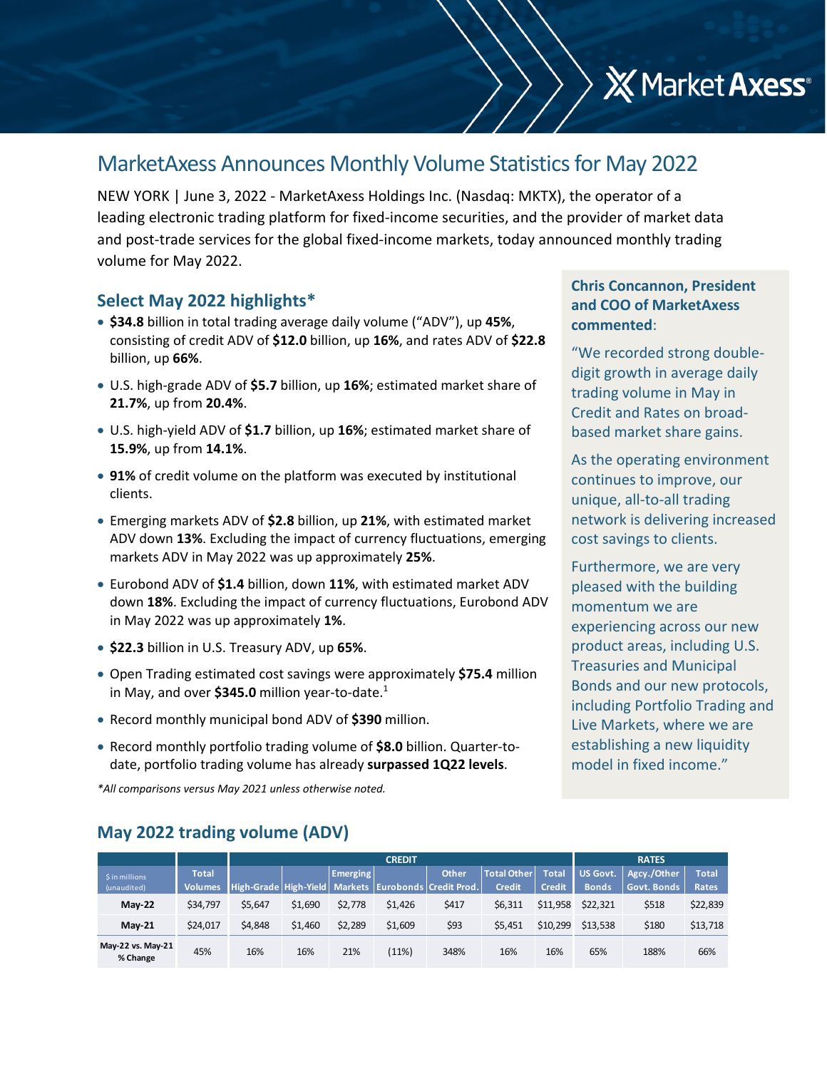# MarketAxess Announces Monthly Volume Statistics for May 2022

NEW YORK | June 3, 2022 - MarketAxess Holdings Inc. (Nasdaq: MKTX), the operator of a leading electronic trading platform for fixed-income securities, and the provider of market data and post-trade services for the global fixed-income markets, today announced monthly trading volume for May 2022.

## Select May 2022 highlights*

- **$34.8** billion in total trading average daily volume ("ADV"), up **45%**, consisting of credit ADV of **$12.0** billion, up **16%**, and rates ADV of **$22.8** billion, up **66%**.
- U.S. high-grade ADV of **$5.7** billion, up **16%**; estimated market share of **21.7%**, up from **20.4%**.
- U.S. high-yield ADV of **$1.7** billion, up **16%**; estimated market share of **15.9%**, up from **14.1%**.
- **91%** of credit volume on the platform was executed by institutional clients.
- Emerging markets ADV of **$2.8** billion, up **21%**, with estimated market ADV down **13%**. Excluding the impact of currency fluctuations, emerging markets ADV in May 2022 was up approximately **25%**.
- Eurobond ADV of **$1.4** billion, down **11%**, with estimated market ADV down **18%**. Excluding the impact of currency fluctuations, Eurobond ADV in May 2022 was up approximately **1%**.
- **$22.3** billion in U.S. Treasury ADV, up **65%**.
- Open Trading estimated cost savings were approximately **$75.4** million in May, and over **$345.0** million year-to-date.[1]
- Record monthly municipal bond ADV of **$390** million.
- Record monthly portfolio trading volume of **$8.0** billion. Quarter-to-date, portfolio trading volume has already **surpassed 1Q22 levels**.

*All comparisons versus May 2021 unless otherwise noted.*

**Chris Concannon, President and COO of MarketAxess commented**:

"We recorded strong double-digit growth in average daily trading volume in May in Credit and Rates on broad-based market share gains.

As the operating environment continues to improve, our unique, all-to-all trading network is delivering increased cost savings to clients.

Furthermore, we are very pleased with the building momentum we are experiencing across our new product areas, including U.S. Treasuries and Municipal Bonds and our new protocols, including Portfolio Trading and Live Markets, where we are establishing a new liquidity model in fixed income."

## May 2022 trading volume (ADV)

| $ in millions (unaudited) | Total Volumes | CREDIT | | | | | | | RATES | | |
|---|---|---|---|---|---|---|---|---|---|---|---|
| | | High-Grade | High-Yield | Emerging Markets | Eurobonds | Other Credit Prod. | Total Other Credit | Total Credit | US Govt. Bonds | Agcy./Other Govt. Bonds | Total Rates |
| **May-22** | $34,797 | $5,647 | $1,690 | $2,778 | $1,426 | $417 | $6,311 | $11,958 | $22,321 | $518 | $22,839 |
| **May-21** | $24,017 | $4,848 | $1,460 | $2,289 | $1,609 | $93 | $5,451 | $10,299 | $13,538 | $180 | $13,718 |
| **May-22 vs. May-21 % Change** | 45% | 16% | 16% | 21% | (11%) | 348% | 16% | 16% | 65% | 188% | 66% |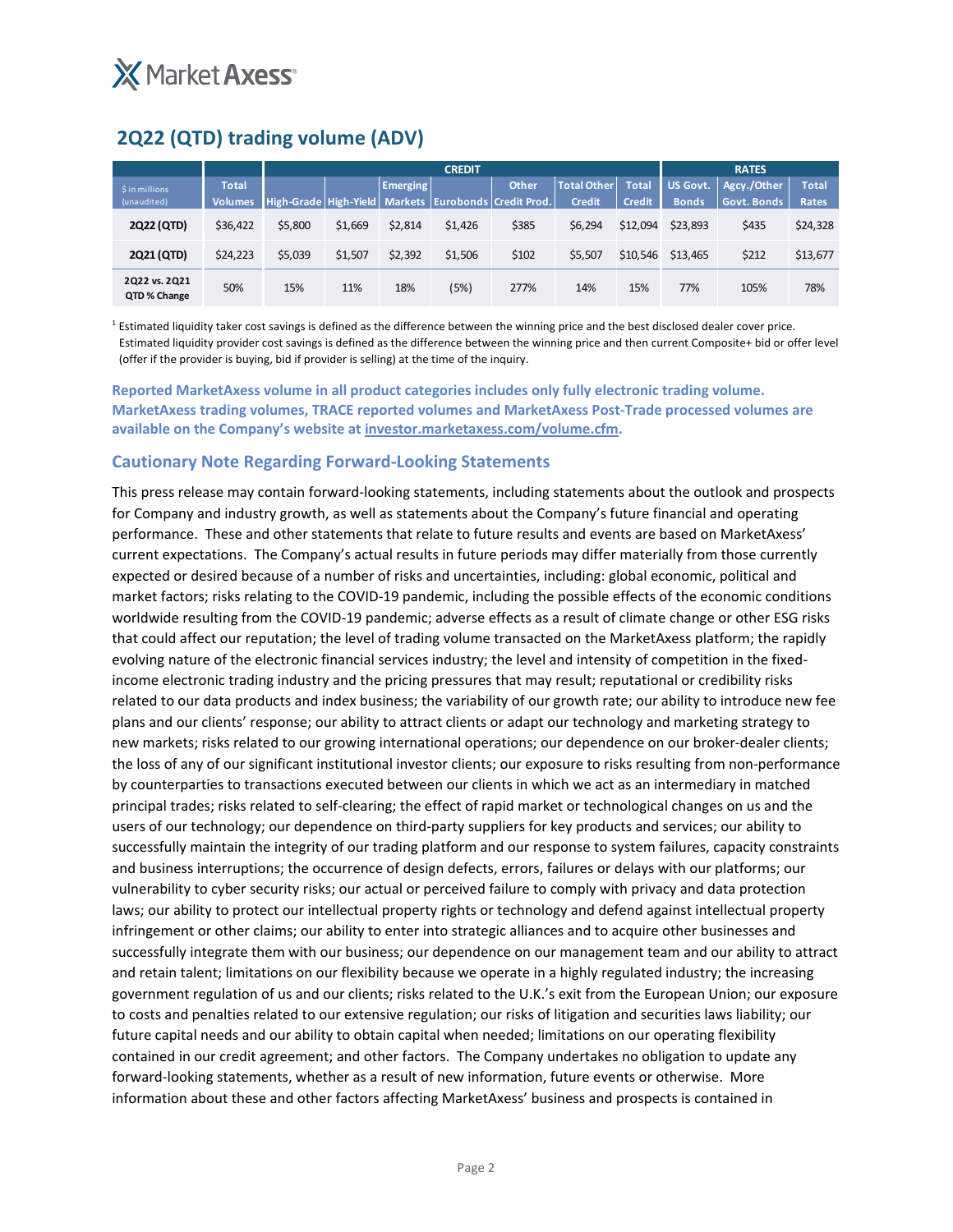## 2Q22 (QTD) trading volume (ADV)

| $ in millions (unaudited) | Total Volumes | CREDIT | | | | | | | RATES | | |
|---|---|---|---|---|---|---|---|---|---|---|---|
| | | High-Grade | High-Yield | Emerging Markets | Eurobonds | Other Credit Prod. | Total Other Credit | Total Credit | US Govt. Bonds | Agcy./Other Govt. Bonds | Total Rates |
| **2Q22 (QTD)** | $36,422 | $5,800 | $1,669 | $2,814 | $1,426 | $385 | $6,294 | $12,094 | $23,893 | $435 | $24,328 |
| **2Q21 (QTD)** | $24,223 | $5,039 | $1,507 | $2,392 | $1,506 | $102 | $5,507 | $10,546 | $13,465 | $212 | $13,677 |
| **2Q22 vs. 2Q21 QTD % Change** | 50% | 15% | 11% | 18% | (5%) | 277% | 14% | 15% | 77% | 105% | 78% |

[1] Estimated liquidity taker cost savings is defined as the difference between the winning price and the best disclosed dealer cover price. Estimated liquidity provider cost savings is defined as the difference between the winning price and then current Composite+ bid or offer level (offer if the provider is buying, bid if provider is selling) at the time of the inquiry.

**Reported MarketAxess volume in all product categories includes only fully electronic trading volume. MarketAxess trading volumes, TRACE reported volumes and MarketAxess Post-Trade processed volumes are available on the Company's website at investor.marketaxess.com/volume.cfm.**

## Cautionary Note Regarding Forward-Looking Statements

This press release may contain forward-looking statements, including statements about the outlook and prospects for Company and industry growth, as well as statements about the Company's future financial and operating performance. These and other statements that relate to future results and events are based on MarketAxess' current expectations. The Company's actual results in future periods may differ materially from those currently expected or desired because of a number of risks and uncertainties, including: global economic, political and market factors; risks relating to the COVID-19 pandemic, including the possible effects of the economic conditions worldwide resulting from the COVID-19 pandemic; adverse effects as a result of climate change or other ESG risks that could affect our reputation; the level of trading volume transacted on the MarketAxess platform; the rapidly evolving nature of the electronic financial services industry; the level and intensity of competition in the fixed-income electronic trading industry and the pricing pressures that may result; reputational or credibility risks related to our data products and index business; the variability of our growth rate; our ability to introduce new fee plans and our clients' response; our ability to attract clients or adapt our technology and marketing strategy to new markets; risks related to our growing international operations; our dependence on our broker-dealer clients; the loss of any of our significant institutional investor clients; our exposure to risks resulting from non-performance by counterparties to transactions executed between our clients in which we act as an intermediary in matched principal trades; risks related to self-clearing; the effect of rapid market or technological changes on us and the users of our technology; our dependence on third-party suppliers for key products and services; our ability to successfully maintain the integrity of our trading platform and our response to system failures, capacity constraints and business interruptions; the occurrence of design defects, errors, failures or delays with our platforms; our vulnerability to cyber security risks; our actual or perceived failure to comply with privacy and data protection laws; our ability to protect our intellectual property rights or technology and defend against intellectual property infringement or other claims; our ability to enter into strategic alliances and to acquire other businesses and successfully integrate them with our business; our dependence on our management team and our ability to attract and retain talent; limitations on our flexibility because we operate in a highly regulated industry; the increasing government regulation of us and our clients; risks related to the U.K.'s exit from the European Union; our exposure to costs and penalties related to our extensive regulation; our risks of litigation and securities laws liability; our future capital needs and our ability to obtain capital when needed; limitations on our operating flexibility contained in our credit agreement; and other factors. The Company undertakes no obligation to update any forward-looking statements, whether as a result of new information, future events or otherwise. More information about these and other factors affecting MarketAxess' business and prospects is contained in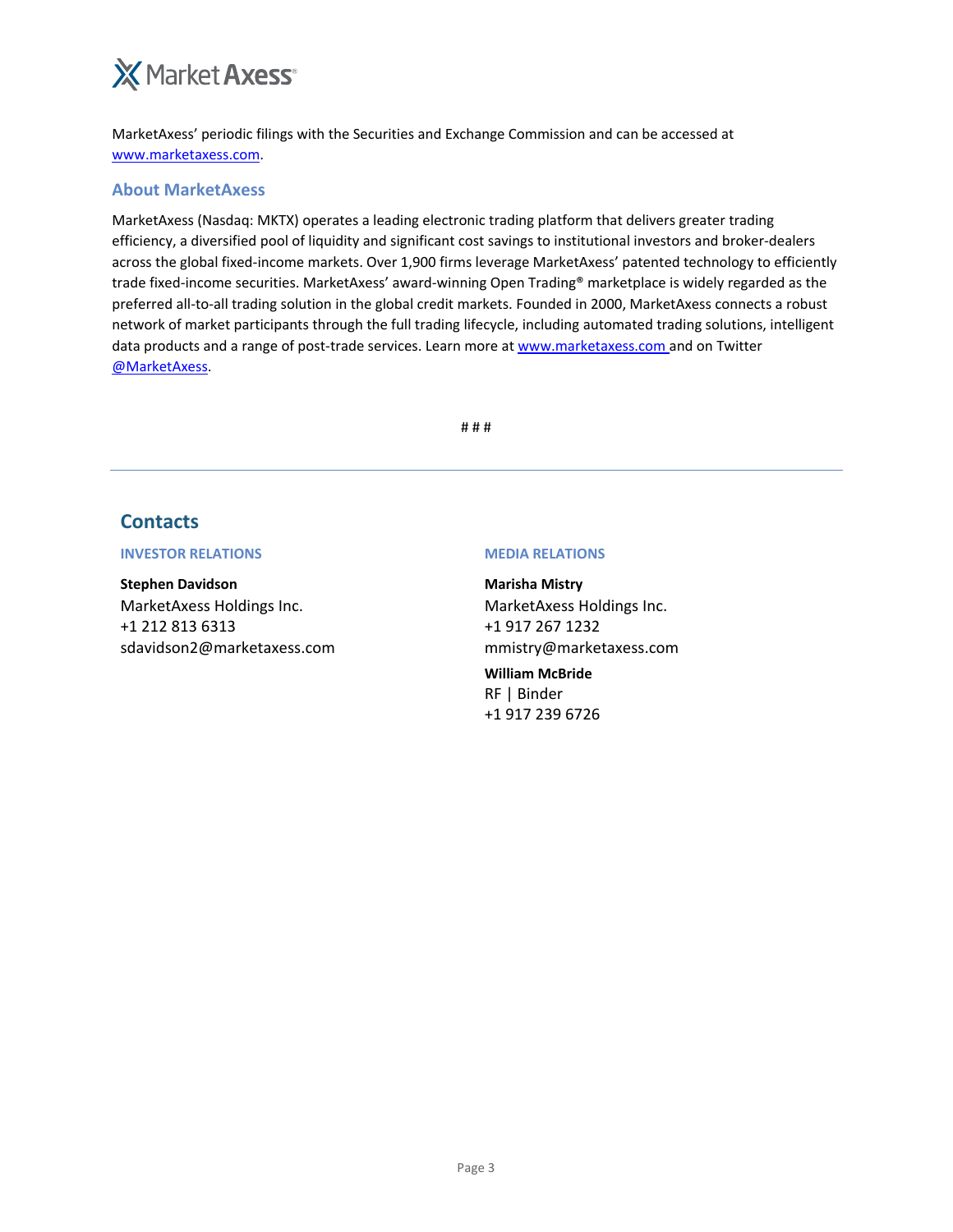MarketAxess' periodic filings with the Securities and Exchange Commission and can be accessed at www.marketaxess.com.

## About MarketAxess

MarketAxess (Nasdaq: MKTX) operates a leading electronic trading platform that delivers greater trading efficiency, a diversified pool of liquidity and significant cost savings to institutional investors and broker-dealers across the global fixed-income markets. Over 1,900 firms leverage MarketAxess' patented technology to efficiently trade fixed-income securities. MarketAxess' award-winning Open Trading® marketplace is widely regarded as the preferred all-to-all trading solution in the global credit markets. Founded in 2000, MarketAxess connects a robust network of market participants through the full trading lifecycle, including automated trading solutions, intelligent data products and a range of post-trade services. Learn more at www.marketaxess.com and on Twitter @MarketAxess.

# # #

## Contacts

### INVESTOR RELATIONS

**Stephen Davidson**
MarketAxess Holdings Inc.
+1 212 813 6313
sdavidson2@marketaxess.com

### MEDIA RELATIONS

**Marisha Mistry**
MarketAxess Holdings Inc.
+1 917 267 1232
mmistry@marketaxess.com

**William McBride**
RF | Binder
+1 917 239 6726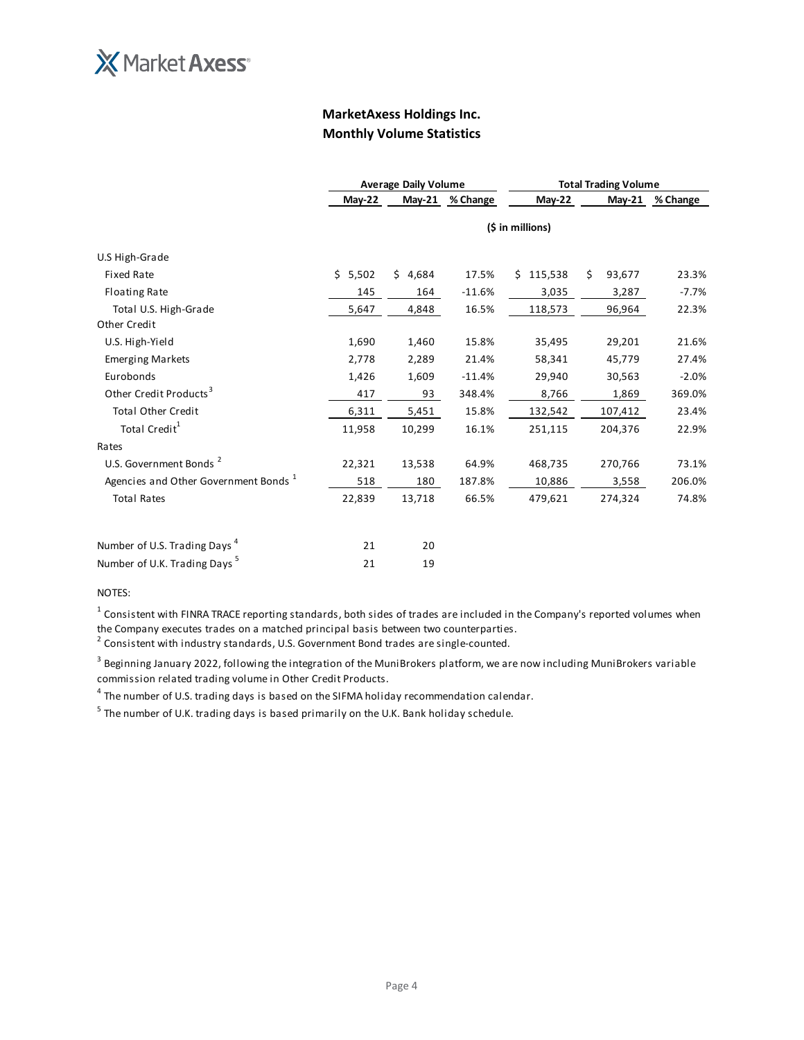# MarketAxess Holdings Inc.
## Monthly Volume Statistics

| | Average Daily Volume | | | Total Trading Volume | | |
|---|---|---|---|---|---|---|
| | May-22 | May-21 | % Change | May-22 | May-21 | % Change |
| | | | ($ in millions) | | | |
| U.S High-Grade | | | | | | |
| Fixed Rate | $ 5,502 | $ 4,684 | 17.5% | $ 115,538 | $ 93,677 | 23.3% |
| Floating Rate | 145 | 164 | -11.6% | 3,035 | 3,287 | -7.7% |
| Total U.S. High-Grade | 5,647 | 4,848 | 16.5% | 118,573 | 96,964 | 22.3% |
| Other Credit | | | | | | |
| U.S. High-Yield | 1,690 | 1,460 | 15.8% | 35,495 | 29,201 | 21.6% |
| Emerging Markets | 2,778 | 2,289 | 21.4% | 58,341 | 45,779 | 27.4% |
| Eurobonds | 1,426 | 1,609 | -11.4% | 29,940 | 30,563 | -2.0% |
| Other Credit Products [3] | 417 | 93 | 348.4% | 8,766 | 1,869 | 369.0% |
| Total Other Credit | 6,311 | 5,451 | 15.8% | 132,542 | 107,412 | 23.4% |
| Total Credit [1] | 11,958 | 10,299 | 16.1% | 251,115 | 204,376 | 22.9% |
| Rates | | | | | | |
| U.S. Government Bonds [2] | 22,321 | 13,538 | 64.9% | 468,735 | 270,766 | 73.1% |
| Agencies and Other Government Bonds [1] | 518 | 180 | 187.8% | 10,886 | 3,558 | 206.0% |
| Total Rates | 22,839 | 13,718 | 66.5% | 479,621 | 274,324 | 74.8% |
| | | | | | | |
| Number of U.S. Trading Days [4] | 21 | 20 | | | | |
| Number of U.K. Trading Days [5] | 21 | 19 | | | | |

NOTES:

[1] Consistent with FINRA TRACE reporting standards, both sides of trades are included in the Company's reported volumes when the Company executes trades on a matched principal basis between two counterparties.

[2] Consistent with industry standards, U.S. Government Bond trades are single-counted.

[3] Beginning January 2022, following the integration of the MuniBrokers platform, we are now including MuniBrokers variable commission related trading volume in Other Credit Products.

[4] The number of U.S. trading days is based on the SIFMA holiday recommendation calendar.

[5] The number of U.K. trading days is based primarily on the U.K. Bank holiday schedule.